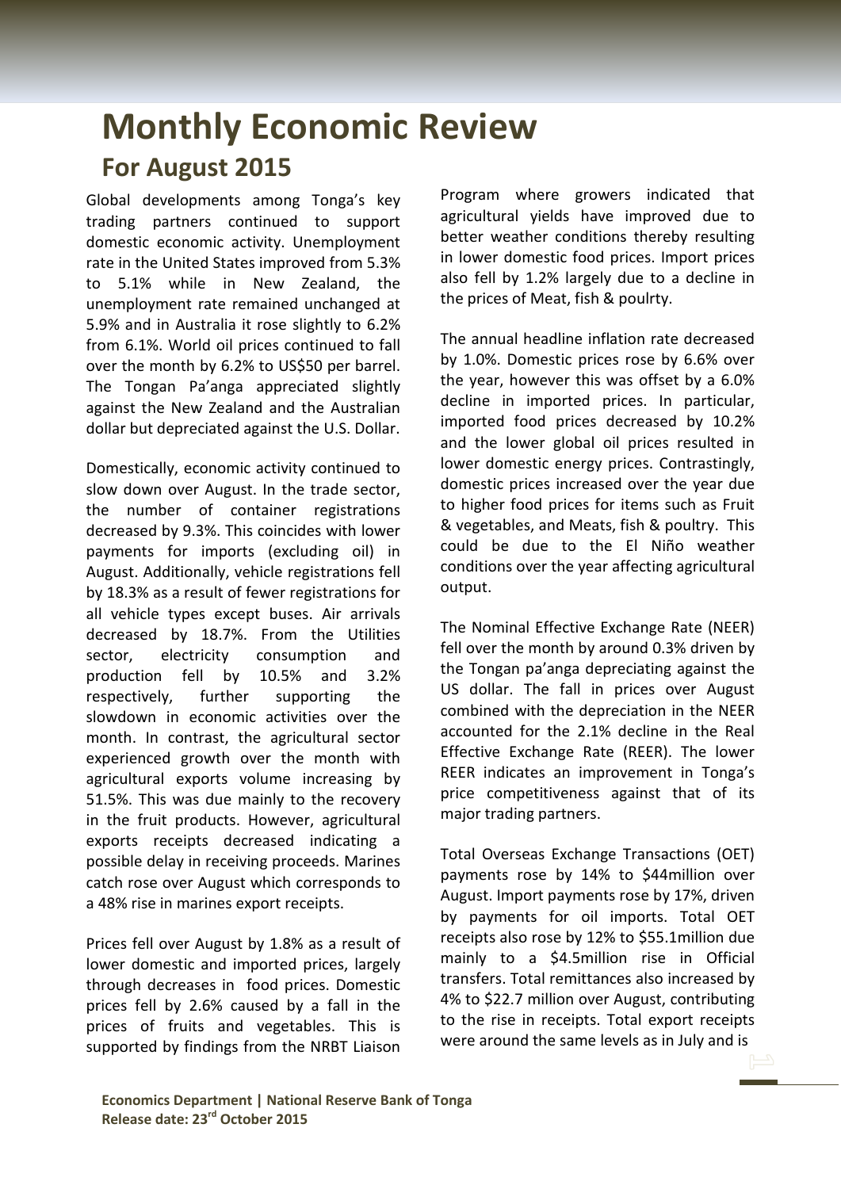# Monthly Economic Review

## For August 2015

Global developments among Tonga's key trading partners continued to support domestic economic activity. Unemployment rate in the United States improved from 5.3% to 5.1% while in New Zealand, the unemployment rate remained unchanged at 5.9% and in Australia it rose slightly to 6.2% from 6.1%. World oil prices continued to fall over the month by 6.2% to US$50 per barrel. The Tongan Pa'anga appreciated slightly against the New Zealand and the Australian dollar but depreciated against the U.S. Dollar.

Domestically, economic activity continued to slow down over August. In the trade sector, the number of container registrations decreased by 9.3%. This coincides with lower payments for imports (excluding oil) in August. Additionally, vehicle registrations fell by 18.3% as a result of fewer registrations for all vehicle types except buses. Air arrivals decreased by 18.7%. From the Utilities sector, electricity consumption and production fell by 10.5% and 3.2% respectively, further supporting the slowdown in economic activities over the month. In contrast, the agricultural sector experienced growth over the month with agricultural exports volume increasing by 51.5%. This was due mainly to the recovery in the fruit products. However, agricultural exports receipts decreased indicating a possible delay in receiving proceeds. Marines catch rose over August which corresponds to a 48% rise in marines export receipts.

Prices fell over August by 1.8% as a result of lower domestic and imported prices, largely through decreases in food prices. Domestic prices fell by 2.6% caused by a fall in the prices of fruits and vegetables. This is supported by findings from the NRBT Liaison Program where growers indicated that agricultural yields have improved due to better weather conditions thereby resulting in lower domestic food prices. Import prices also fell by 1.2% largely due to a decline in the prices of Meat, fish & poulrty.

The annual headline inflation rate decreased by 1.0%. Domestic prices rose by 6.6% over the year, however this was offset by a 6.0% decline in imported prices. In particular, imported food prices decreased by 10.2% and the lower global oil prices resulted in lower domestic energy prices. Contrastingly, domestic prices increased over the year due to higher food prices for items such as Fruit & vegetables, and Meats, fish & poultry. This could be due to the El Niño weather conditions over the year affecting agricultural output.

The Nominal Effective Exchange Rate (NEER) fell over the month by around 0.3% driven by the Tongan pa'anga depreciating against the US dollar. The fall in prices over August combined with the depreciation in the NEER accounted for the 2.1% decline in the Real Effective Exchange Rate (REER). The lower REER indicates an improvement in Tonga's price competitiveness against that of its major trading partners.

Total Overseas Exchange Transactions (OET) payments rose by 14% to $44million over August. Import payments rose by 17%, driven by payments for oil imports. Total OET receipts also rose by 12% to $55.1million due mainly to a $4.5million rise in Official transfers. Total remittances also increased by 4% to $22.7 million over August, contributing to the rise in receipts. Total export receipts were around the same levels as in July and is

**Economics Department | National Reserve Bank of Tonga**
**Release date: 23rd October 2015**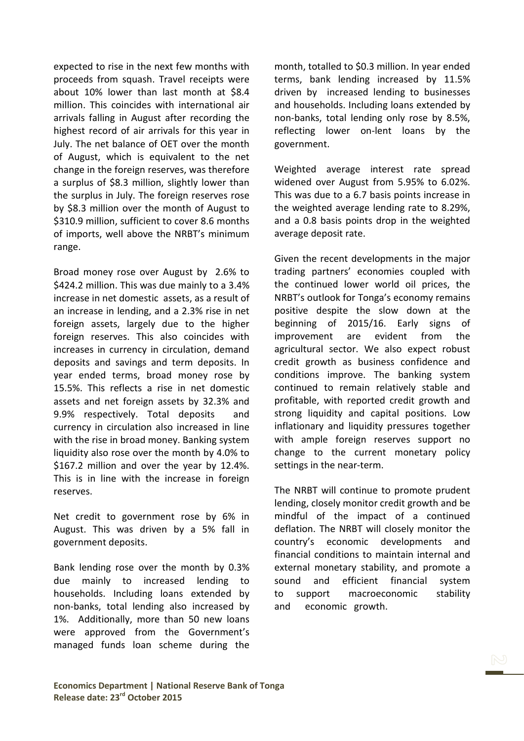expected to rise in the next few months with proceeds from squash. Travel receipts were about 10% lower than last month at $8.4 million. This coincides with international air arrivals falling in August after recording the highest record of air arrivals for this year in July. The net balance of OET over the month of August, which is equivalent to the net change in the foreign reserves, was therefore a surplus of $8.3 million, slightly lower than the surplus in July. The foreign reserves rose by $8.3 million over the month of August to $310.9 million, sufficient to cover 8.6 months of imports, well above the NRBT's minimum range.

Broad money rose over August by 2.6% to $424.2 million. This was due mainly to a 3.4% increase in net domestic assets, as a result of an increase in lending, and a 2.3% rise in net foreign assets, largely due to the higher foreign reserves. This also coincides with increases in currency in circulation, demand deposits and savings and term deposits. In year ended terms, broad money rose by 15.5%. This reflects a rise in net domestic assets and net foreign assets by 32.3% and 9.9% respectively. Total deposits and currency in circulation also increased in line with the rise in broad money. Banking system liquidity also rose over the month by 4.0% to $167.2 million and over the year by 12.4%. This is in line with the increase in foreign reserves.

Net credit to government rose by 6% in August. This was driven by a 5% fall in government deposits.

Bank lending rose over the month by 0.3% due mainly to increased lending to households. Including loans extended by non-banks, total lending also increased by 1%. Additionally, more than 50 new loans were approved from the Government's managed funds loan scheme during the month, totalled to $0.3 million. In year ended terms, bank lending increased by 11.5% driven by increased lending to businesses and households. Including loans extended by non-banks, total lending only rose by 8.5%, reflecting lower on-lent loans by the government.

Weighted average interest rate spread widened over August from 5.95% to 6.02%. This was due to a 6.7 basis points increase in the weighted average lending rate to 8.29%, and a 0.8 basis points drop in the weighted average deposit rate.

Given the recent developments in the major trading partners' economies coupled with the continued lower world oil prices, the NRBT's outlook for Tonga's economy remains positive despite the slow down at the beginning of 2015/16. Early signs of improvement are evident from the agricultural sector. We also expect robust credit growth as business confidence and conditions improve. The banking system continued to remain relatively stable and profitable, with reported credit growth and strong liquidity and capital positions. Low inflationary and liquidity pressures together with ample foreign reserves support no change to the current monetary policy settings in the near-term.

The NRBT will continue to promote prudent lending, closely monitor credit growth and be mindful of the impact of a continued deflation. The NRBT will closely monitor the country's economic developments and financial conditions to maintain internal and external monetary stability, and promote a sound and efficient financial system to support macroeconomic stability and economic growth.

**Economics Department | National Reserve Bank of Tonga**
**Release date: 23rd October 2015**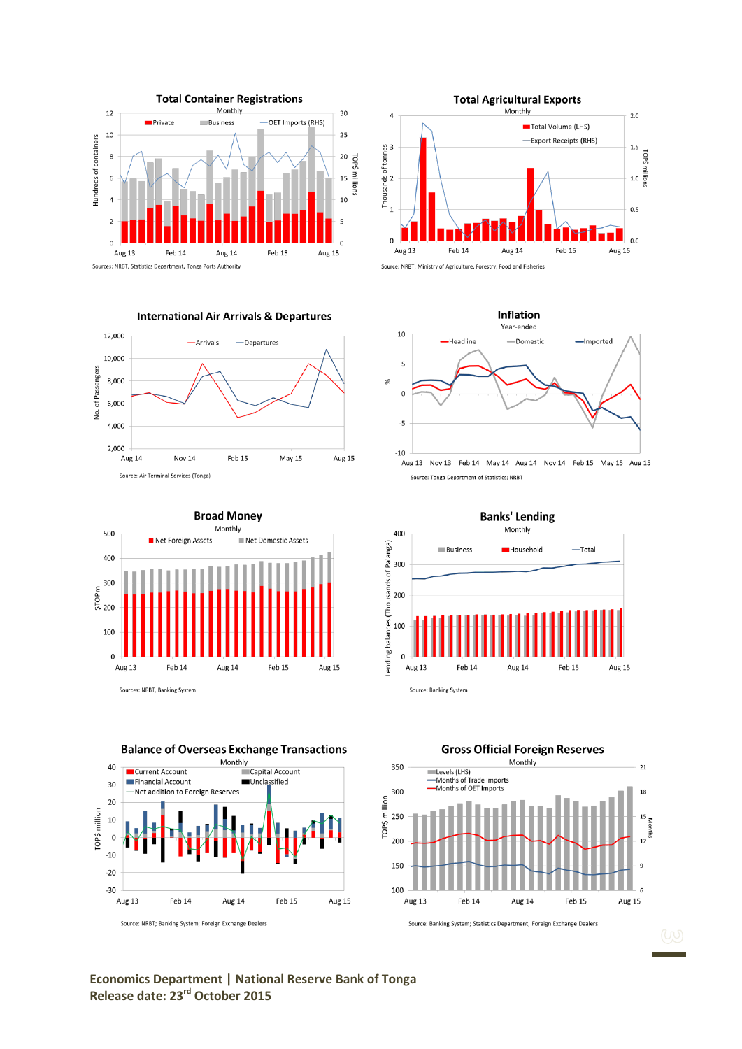## Total Container Registrations

Monthly

Hundreds of containers

TOP$ millions

Private
Business
OET Imports (RHS)

12
10
8
6
4
2
0

30
25
20
15
10
5
0

Aug 13
Feb 14
Aug 14
Feb 15
Aug 15

Sources: NRBT, Statistics Department, Tonga Ports Authority

## Total Agricultural Exports

Monthly

Thousands of tonnes

TOP$ millions

Total Volume (LHS)
Export Receipts (RHS)

4
3
2
1
0

2.0
1.5
1.0
0.5
0.0

Aug 13
Feb 14
Aug 14
Feb 15
Aug 15

Source: NRBT; Ministry of Agriculture, Forestry, Food and Fisheries

## International Air Arrivals & Departures

No. of Passengers

Arrivals
Departures

12,000
10,000
8,000
6,000
4,000
2,000

Aug 14
Nov 14
Feb 15
May 15
Aug 15

Source: Air Terminal Services (Tonga)

## Inflation

Year-ended

%

Headline
Domestic
Imported

10
5
0
-5
-10

Aug 13
Nov 13
Feb 14
May 14
Aug 14
Nov 14
Feb 15
May 15
Aug 15

Source: Tonga Department of Statistics; NRBT

## Broad Money

Monthly

$TOPm

Net Foreign Assets
Net Domestic Assets

500
400
300
200
100
0

Aug 13
Feb 14
Aug 14
Feb 15
Aug 15

Sources: NRBT, Banking System

## Banks' Lending

Monthly

Lending balances (Thousands of Pa'anga)

Business
Household
Total

400
300
200
100
0

Aug 13
Feb 14
Aug 14
Feb 15
Aug 15

Source: Banking System

## Balance of Overseas Exchange Transactions

Monthly

TOP$ million

Current Account
Capital Account
Financial Account
Unclassified
Net addition to Foreign Reserves

40
30
20
10
0
-10
-20
-30

Aug 13
Feb 14
Aug 14
Feb 15
Aug 15

Source: NRBT; Banking System; Foreign Exchange Dealers

## Gross Official Foreign Reserves

Monthly

TOP$ million

Months

Levels (LHS)
Months of Trade Imports
Months of OET Imports

350
300
250
200
150
100

21
18
15
12
9
6

Aug 13
Feb 14
Aug 14
Feb 15
Aug 15

Source: Banking System; Statistics Department; Foreign Exchange Dealers

**Economics Department | National Reserve Bank of Tonga**
**Release date: 23rd October 2015**